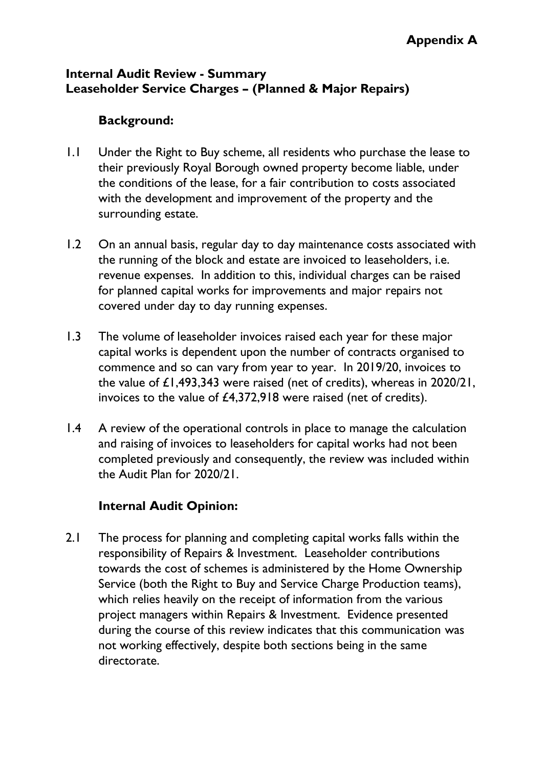**Appendix A**

## Internal Audit Review - Summary
## Leaseholder Service Charges – (Planned & Major Repairs)

### Background:

1.1 Under the Right to Buy scheme, all residents who purchase the lease to their previously Royal Borough owned property become liable, under the conditions of the lease, for a fair contribution to costs associated with the development and improvement of the property and the surrounding estate.

1.2 On an annual basis, regular day to day maintenance costs associated with the running of the block and estate are invoiced to leaseholders, i.e. revenue expenses. In addition to this, individual charges can be raised for planned capital works for improvements and major repairs not covered under day to day running expenses.

1.3 The volume of leaseholder invoices raised each year for these major capital works is dependent upon the number of contracts organised to commence and so can vary from year to year. In 2019/20, invoices to the value of £1,493,343 were raised (net of credits), whereas in 2020/21, invoices to the value of £4,372,918 were raised (net of credits).

1.4 A review of the operational controls in place to manage the calculation and raising of invoices to leaseholders for capital works had not been completed previously and consequently, the review was included within the Audit Plan for 2020/21.

### Internal Audit Opinion:

2.1 The process for planning and completing capital works falls within the responsibility of Repairs & Investment. Leaseholder contributions towards the cost of schemes is administered by the Home Ownership Service (both the Right to Buy and Service Charge Production teams), which relies heavily on the receipt of information from the various project managers within Repairs & Investment. Evidence presented during the course of this review indicates that this communication was not working effectively, despite both sections being in the same directorate.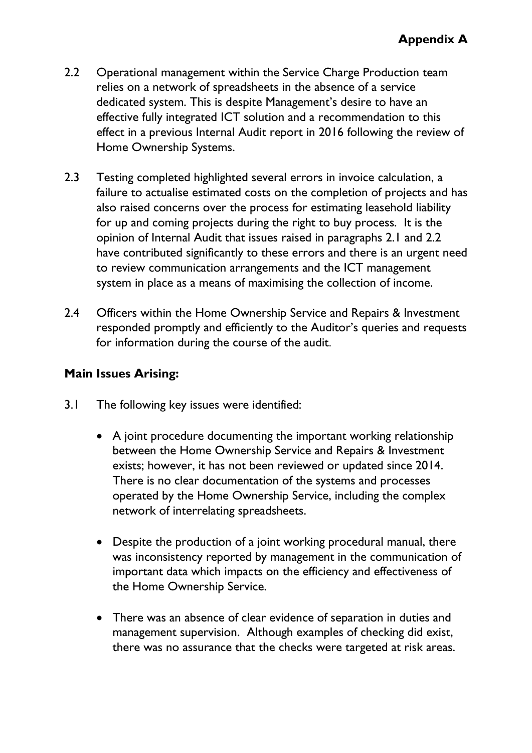**Appendix A**

2.2 Operational management within the Service Charge Production team relies on a network of spreadsheets in the absence of a service dedicated system. This is despite Management's desire to have an effective fully integrated ICT solution and a recommendation to this effect in a previous Internal Audit report in 2016 following the review of Home Ownership Systems.

2.3 Testing completed highlighted several errors in invoice calculation, a failure to actualise estimated costs on the completion of projects and has also raised concerns over the process for estimating leasehold liability for up and coming projects during the right to buy process. It is the opinion of Internal Audit that issues raised in paragraphs 2.1 and 2.2 have contributed significantly to these errors and there is an urgent need to review communication arrangements and the ICT management system in place as a means of maximising the collection of income.

2.4 Officers within the Home Ownership Service and Repairs & Investment responded promptly and efficiently to the Auditor's queries and requests for information during the course of the audit.

**Main Issues Arising:**

3.1 The following key issues were identified:

- A joint procedure documenting the important working relationship between the Home Ownership Service and Repairs & Investment exists; however, it has not been reviewed or updated since 2014. There is no clear documentation of the systems and processes operated by the Home Ownership Service, including the complex network of interrelating spreadsheets.

- Despite the production of a joint working procedural manual, there was inconsistency reported by management in the communication of important data which impacts on the efficiency and effectiveness of the Home Ownership Service.

- There was an absence of clear evidence of separation in duties and management supervision. Although examples of checking did exist, there was no assurance that the checks were targeted at risk areas.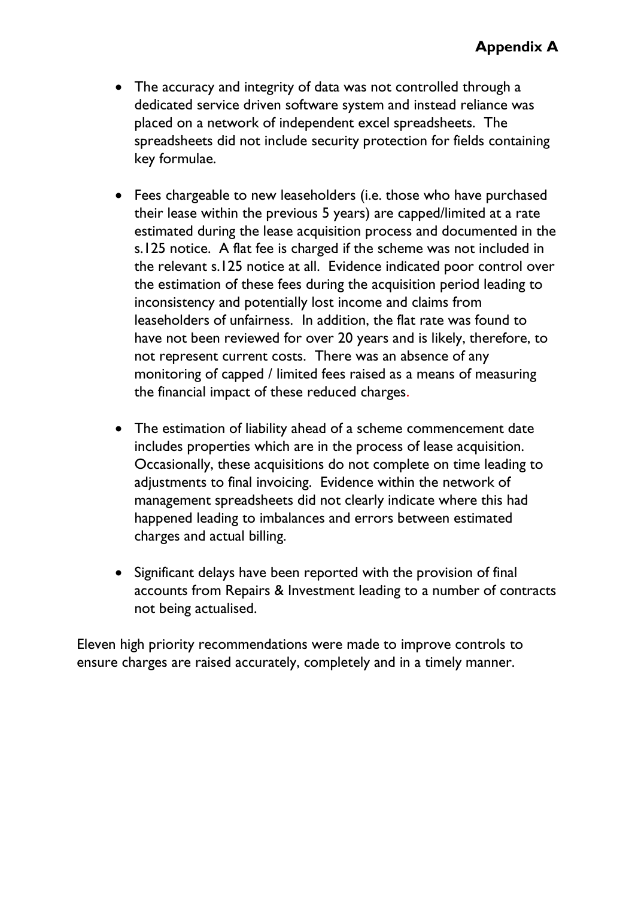- The accuracy and integrity of data was not controlled through a dedicated service driven software system and instead reliance was placed on a network of independent excel spreadsheets. The spreadsheets did not include security protection for fields containing key formulae.

- Fees chargeable to new leaseholders (i.e. those who have purchased their lease within the previous 5 years) are capped/limited at a rate estimated during the lease acquisition process and documented in the s.125 notice. A flat fee is charged if the scheme was not included in the relevant s.125 notice at all. Evidence indicated poor control over the estimation of these fees during the acquisition period leading to inconsistency and potentially lost income and claims from leaseholders of unfairness. In addition, the flat rate was found to have not been reviewed for over 20 years and is likely, therefore, to not represent current costs. There was an absence of any monitoring of capped / limited fees raised as a means of measuring the financial impact of these reduced charges.

- The estimation of liability ahead of a scheme commencement date includes properties which are in the process of lease acquisition. Occasionally, these acquisitions do not complete on time leading to adjustments to final invoicing. Evidence within the network of management spreadsheets did not clearly indicate where this had happened leading to imbalances and errors between estimated charges and actual billing.

- Significant delays have been reported with the provision of final accounts from Repairs & Investment leading to a number of contracts not being actualised.

Eleven high priority recommendations were made to improve controls to ensure charges are raised accurately, completely and in a timely manner.